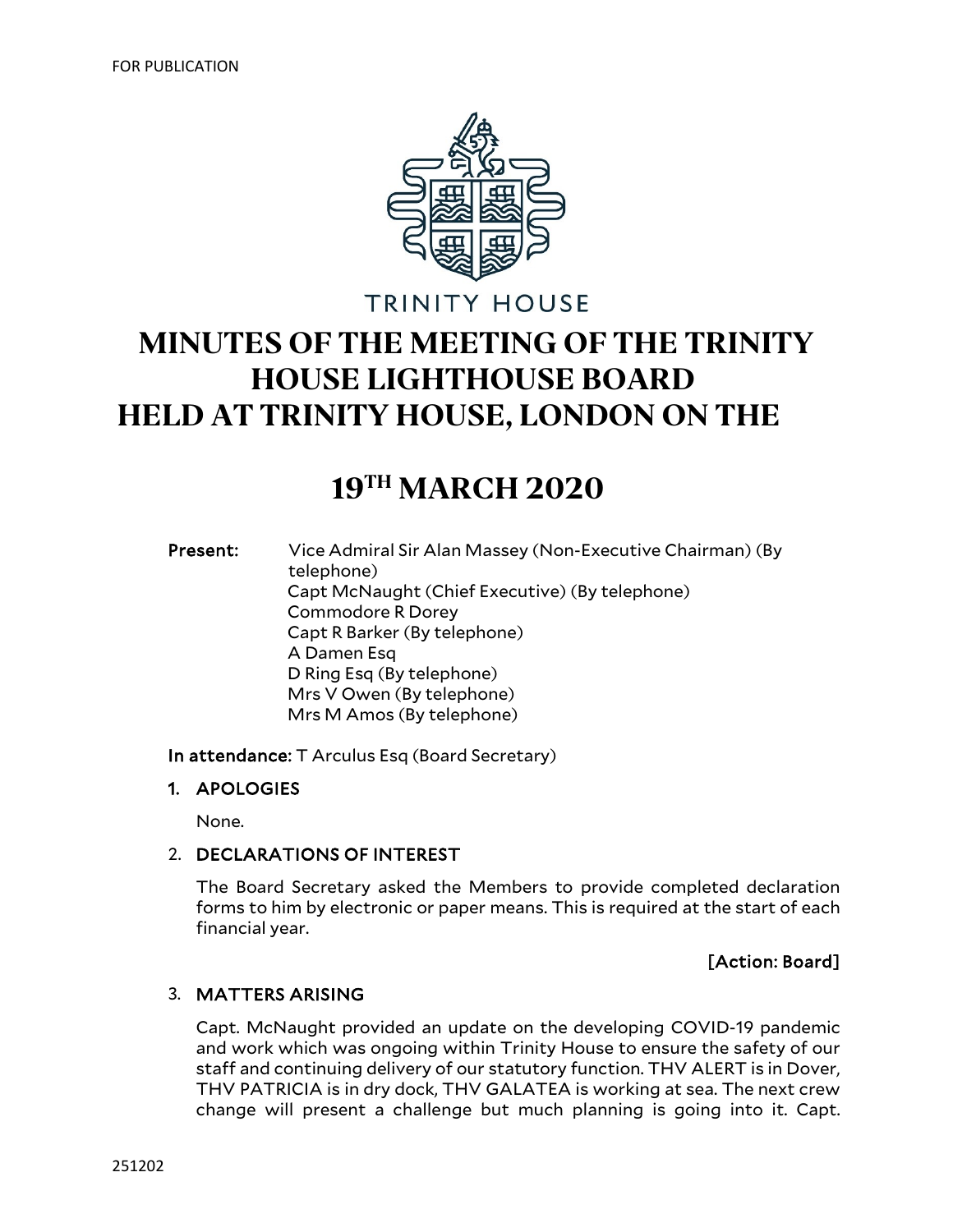FOR PUBLICATION

TRINITY HOUSE

# MINUTES OF THE MEETING OF THE TRINITY HOUSE LIGHTHOUSE BOARD HELD AT TRINITY HOUSE, LONDON ON THE

# 19TH MARCH 2020

**Present:** Vice Admiral Sir Alan Massey (Non-Executive Chairman) (By telephone)
Capt McNaught (Chief Executive) (By telephone)
Commodore R Dorey
Capt R Barker (By telephone)
A Damen Esq
D Ring Esq (By telephone)
Mrs V Owen (By telephone)
Mrs M Amos (By telephone)

**In attendance:** T Arculus Esq (Board Secretary)

1. **APOLOGIES**

   None.

2. **DECLARATIONS OF INTEREST**

   The Board Secretary asked the Members to provide completed declaration forms to him by electronic or paper means. This is required at the start of each financial year.

   **[Action: Board]**

3. **MATTERS ARISING**

   Capt. McNaught provided an update on the developing COVID-19 pandemic and work which was ongoing within Trinity House to ensure the safety of our staff and continuing delivery of our statutory function. THV ALERT is in Dover, THV PATRICIA is in dry dock, THV GALATEA is working at sea. The next crew change will present a challenge but much planning is going into it. Capt.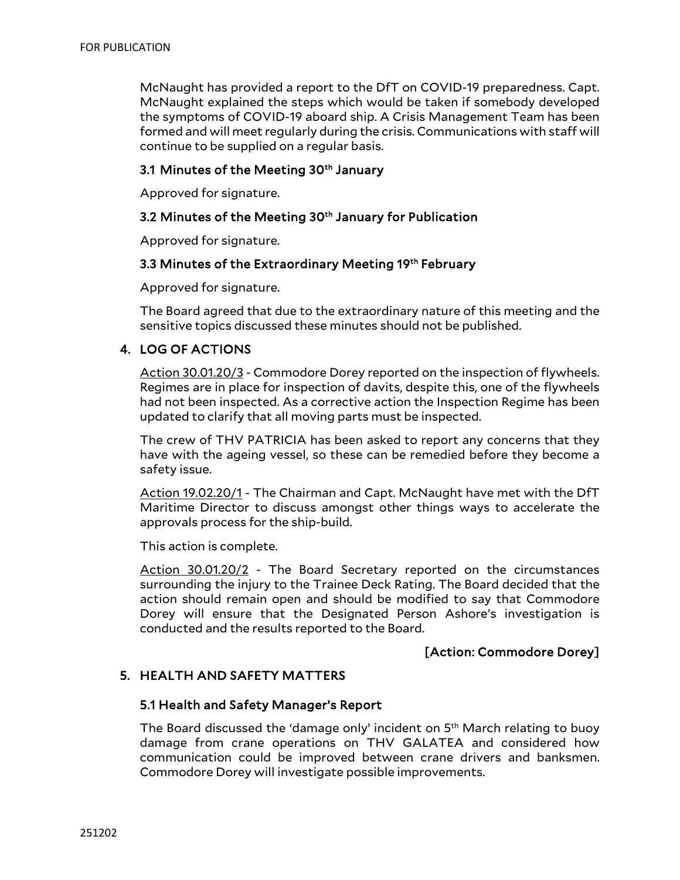McNaught has provided a report to the DfT on COVID-19 preparedness. Capt. McNaught explained the steps which would be taken if somebody developed the symptoms of COVID-19 aboard ship. A Crisis Management Team has been formed and will meet regularly during the crisis. Communications with staff will continue to be supplied on a regular basis.

### 3.1 Minutes of the Meeting 30th January

Approved for signature.

### 3.2 Minutes of the Meeting 30th January for Publication

Approved for signature.

### 3.3 Minutes of the Extraordinary Meeting 19th February

Approved for signature.

The Board agreed that due to the extraordinary nature of this meeting and the sensitive topics discussed these minutes should not be published.

## 4. LOG OF ACTIONS

Action 30.01.20/3 - Commodore Dorey reported on the inspection of flywheels. Regimes are in place for inspection of davits, despite this, one of the flywheels had not been inspected. As a corrective action the Inspection Regime has been updated to clarify that all moving parts must be inspected.

The crew of THV PATRICIA has been asked to report any concerns that they have with the ageing vessel, so these can be remedied before they become a safety issue.

Action 19.02.20/1 - The Chairman and Capt. McNaught have met with the DfT Maritime Director to discuss amongst other things ways to accelerate the approvals process for the ship-build.

This action is complete.

Action 30.01.20/2 - The Board Secretary reported on the circumstances surrounding the injury to the Trainee Deck Rating. The Board decided that the action should remain open and should be modified to say that Commodore Dorey will ensure that the Designated Person Ashore's investigation is conducted and the results reported to the Board.

**[Action: Commodore Dorey]**

## 5. HEALTH AND SAFETY MATTERS

### 5.1 Health and Safety Manager's Report

The Board discussed the 'damage only' incident on 5th March relating to buoy damage from crane operations on THV GALATEA and considered how communication could be improved between crane drivers and banksmen. Commodore Dorey will investigate possible improvements.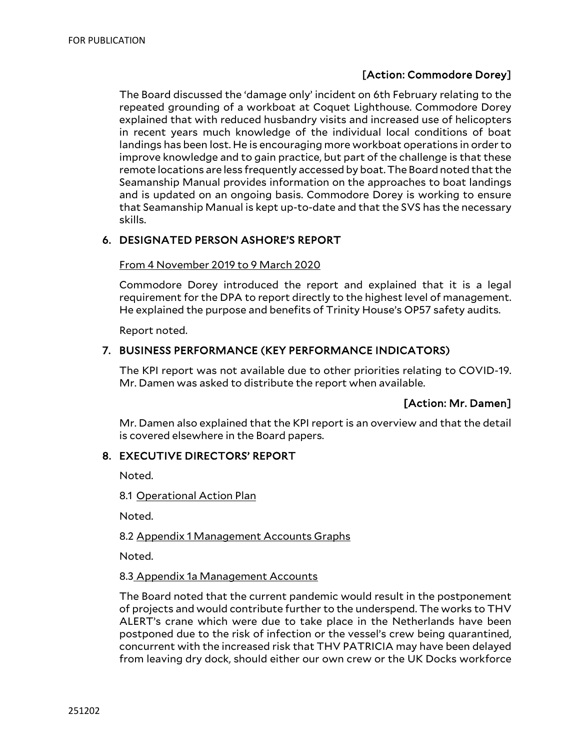**[Action: Commodore Dorey]**

The Board discussed the 'damage only' incident on 6th February relating to the repeated grounding of a workboat at Coquet Lighthouse. Commodore Dorey explained that with reduced husbandry visits and increased use of helicopters in recent years much knowledge of the individual local conditions of boat landings has been lost. He is encouraging more workboat operations in order to improve knowledge and to gain practice, but part of the challenge is that these remote locations are less frequently accessed by boat. The Board noted that the Seamanship Manual provides information on the approaches to boat landings and is updated on an ongoing basis. Commodore Dorey is working to ensure that Seamanship Manual is kept up-to-date and that the SVS has the necessary skills.

## 6. DESIGNATED PERSON ASHORE'S REPORT

From 4 November 2019 to 9 March 2020

Commodore Dorey introduced the report and explained that it is a legal requirement for the DPA to report directly to the highest level of management. He explained the purpose and benefits of Trinity House's OP57 safety audits.

Report noted.

## 7. BUSINESS PERFORMANCE (KEY PERFORMANCE INDICATORS)

The KPI report was not available due to other priorities relating to COVID-19. Mr. Damen was asked to distribute the report when available.

**[Action: Mr. Damen]**

Mr. Damen also explained that the KPI report is an overview and that the detail is covered elsewhere in the Board papers.

## 8. EXECUTIVE DIRECTORS' REPORT

Noted.

8.1 Operational Action Plan

Noted.

8.2 Appendix 1 Management Accounts Graphs

Noted.

8.3 Appendix 1a Management Accounts

The Board noted that the current pandemic would result in the postponement of projects and would contribute further to the underspend. The works to THV ALERT's crane which were due to take place in the Netherlands have been postponed due to the risk of infection or the vessel's crew being quarantined, concurrent with the increased risk that THV PATRICIA may have been delayed from leaving dry dock, should either our own crew or the UK Docks workforce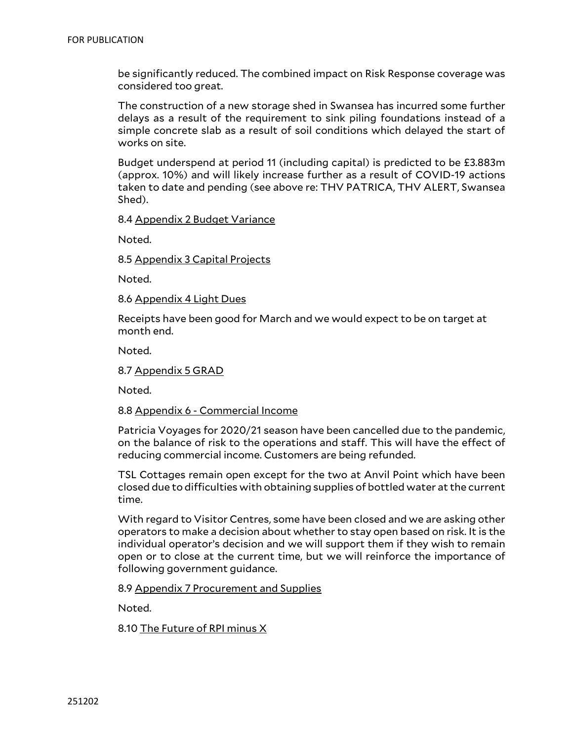be significantly reduced. The combined impact on Risk Response coverage was considered too great.

The construction of a new storage shed in Swansea has incurred some further delays as a result of the requirement to sink piling foundations instead of a simple concrete slab as a result of soil conditions which delayed the start of works on site.

Budget underspend at period 11 (including capital) is predicted to be £3.883m (approx. 10%) and will likely increase further as a result of COVID-19 actions taken to date and pending (see above re: THV PATRICA, THV ALERT, Swansea Shed).

8.4 Appendix 2 Budget Variance

Noted.

8.5 Appendix 3 Capital Projects

Noted.

8.6 Appendix 4 Light Dues

Receipts have been good for March and we would expect to be on target at month end.

Noted.

8.7 Appendix 5 GRAD

Noted.

8.8 Appendix 6 - Commercial Income

Patricia Voyages for 2020/21 season have been cancelled due to the pandemic, on the balance of risk to the operations and staff. This will have the effect of reducing commercial income. Customers are being refunded.

TSL Cottages remain open except for the two at Anvil Point which have been closed due to difficulties with obtaining supplies of bottled water at the current time.

With regard to Visitor Centres, some have been closed and we are asking other operators to make a decision about whether to stay open based on risk. It is the individual operator's decision and we will support them if they wish to remain open or to close at the current time, but we will reinforce the importance of following government guidance.

8.9 Appendix 7 Procurement and Supplies

Noted.

8.10 The Future of RPI minus X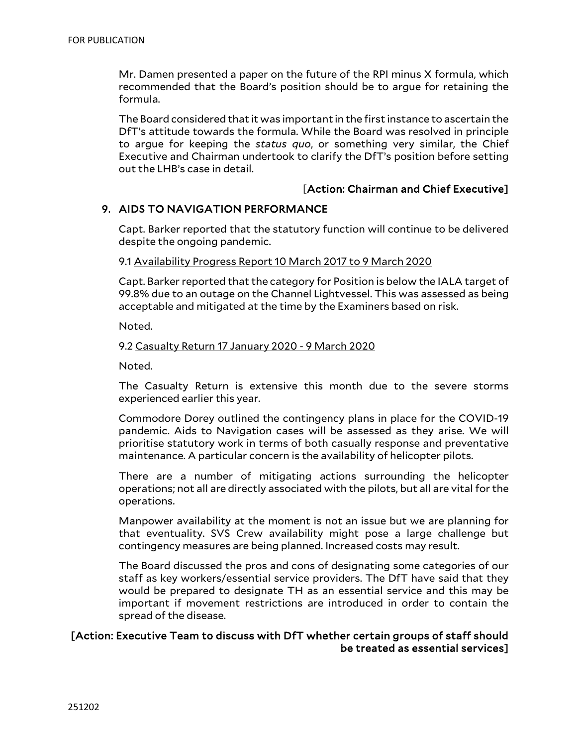Mr. Damen presented a paper on the future of the RPI minus X formula, which recommended that the Board's position should be to argue for retaining the formula.

The Board considered that it was important in the first instance to ascertain the DfT's attitude towards the formula. While the Board was resolved in principle to argue for keeping the *status quo*, or something very similar, the Chief Executive and Chairman undertook to clarify the DfT's position before setting out the LHB's case in detail.

**[Action: Chairman and Chief Executive]**

## 9. AIDS TO NAVIGATION PERFORMANCE

Capt. Barker reported that the statutory function will continue to be delivered despite the ongoing pandemic.

9.1 Availability Progress Report 10 March 2017 to 9 March 2020

Capt. Barker reported that the category for Position is below the IALA target of 99.8% due to an outage on the Channel Lightvessel. This was assessed as being acceptable and mitigated at the time by the Examiners based on risk.

Noted.

9.2 Casualty Return 17 January 2020 - 9 March 2020

Noted.

The Casualty Return is extensive this month due to the severe storms experienced earlier this year.

Commodore Dorey outlined the contingency plans in place for the COVID-19 pandemic. Aids to Navigation cases will be assessed as they arise. We will prioritise statutory work in terms of both casually response and preventative maintenance. A particular concern is the availability of helicopter pilots.

There are a number of mitigating actions surrounding the helicopter operations; not all are directly associated with the pilots, but all are vital for the operations.

Manpower availability at the moment is not an issue but we are planning for that eventuality. SVS Crew availability might pose a large challenge but contingency measures are being planned. Increased costs may result.

The Board discussed the pros and cons of designating some categories of our staff as key workers/essential service providers. The DfT have said that they would be prepared to designate TH as an essential service and this may be important if movement restrictions are introduced in order to contain the spread of the disease.

**[Action: Executive Team to discuss with DfT whether certain groups of staff should be treated as essential services]**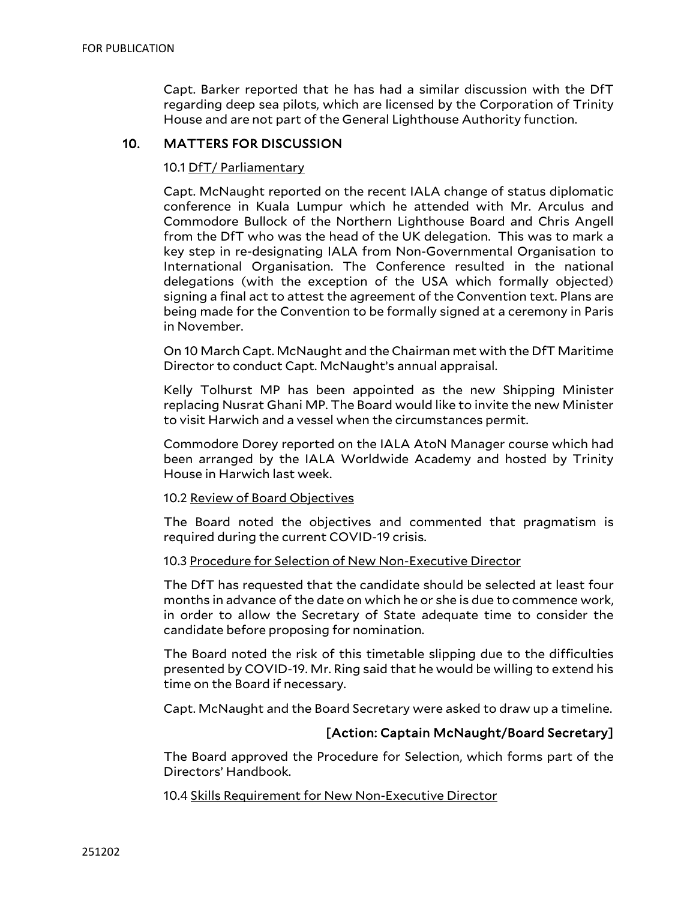Capt. Barker reported that he has had a similar discussion with the DfT regarding deep sea pilots, which are licensed by the Corporation of Trinity House and are not part of the General Lighthouse Authority function.

## 10. MATTERS FOR DISCUSSION

10.1 <u>DfT/ Parliamentary</u>

Capt. McNaught reported on the recent IALA change of status diplomatic conference in Kuala Lumpur which he attended with Mr. Arculus and Commodore Bullock of the Northern Lighthouse Board and Chris Angell from the DfT who was the head of the UK delegation. This was to mark a key step in re-designating IALA from Non-Governmental Organisation to International Organisation. The Conference resulted in the national delegations (with the exception of the USA which formally objected) signing a final act to attest the agreement of the Convention text. Plans are being made for the Convention to be formally signed at a ceremony in Paris in November.

On 10 March Capt. McNaught and the Chairman met with the DfT Maritime Director to conduct Capt. McNaught's annual appraisal.

Kelly Tolhurst MP has been appointed as the new Shipping Minister replacing Nusrat Ghani MP. The Board would like to invite the new Minister to visit Harwich and a vessel when the circumstances permit.

Commodore Dorey reported on the IALA AtoN Manager course which had been arranged by the IALA Worldwide Academy and hosted by Trinity House in Harwich last week.

10.2 <u>Review of Board Objectives</u>

The Board noted the objectives and commented that pragmatism is required during the current COVID-19 crisis.

10.3 <u>Procedure for Selection of New Non-Executive Director</u>

The DfT has requested that the candidate should be selected at least four months in advance of the date on which he or she is due to commence work, in order to allow the Secretary of State adequate time to consider the candidate before proposing for nomination.

The Board noted the risk of this timetable slipping due to the difficulties presented by COVID-19. Mr. Ring said that he would be willing to extend his time on the Board if necessary.

Capt. McNaught and the Board Secretary were asked to draw up a timeline.

**[Action: Captain McNaught/Board Secretary]**

The Board approved the Procedure for Selection, which forms part of the Directors' Handbook.

10.4 <u>Skills Requirement for New Non-Executive Director</u>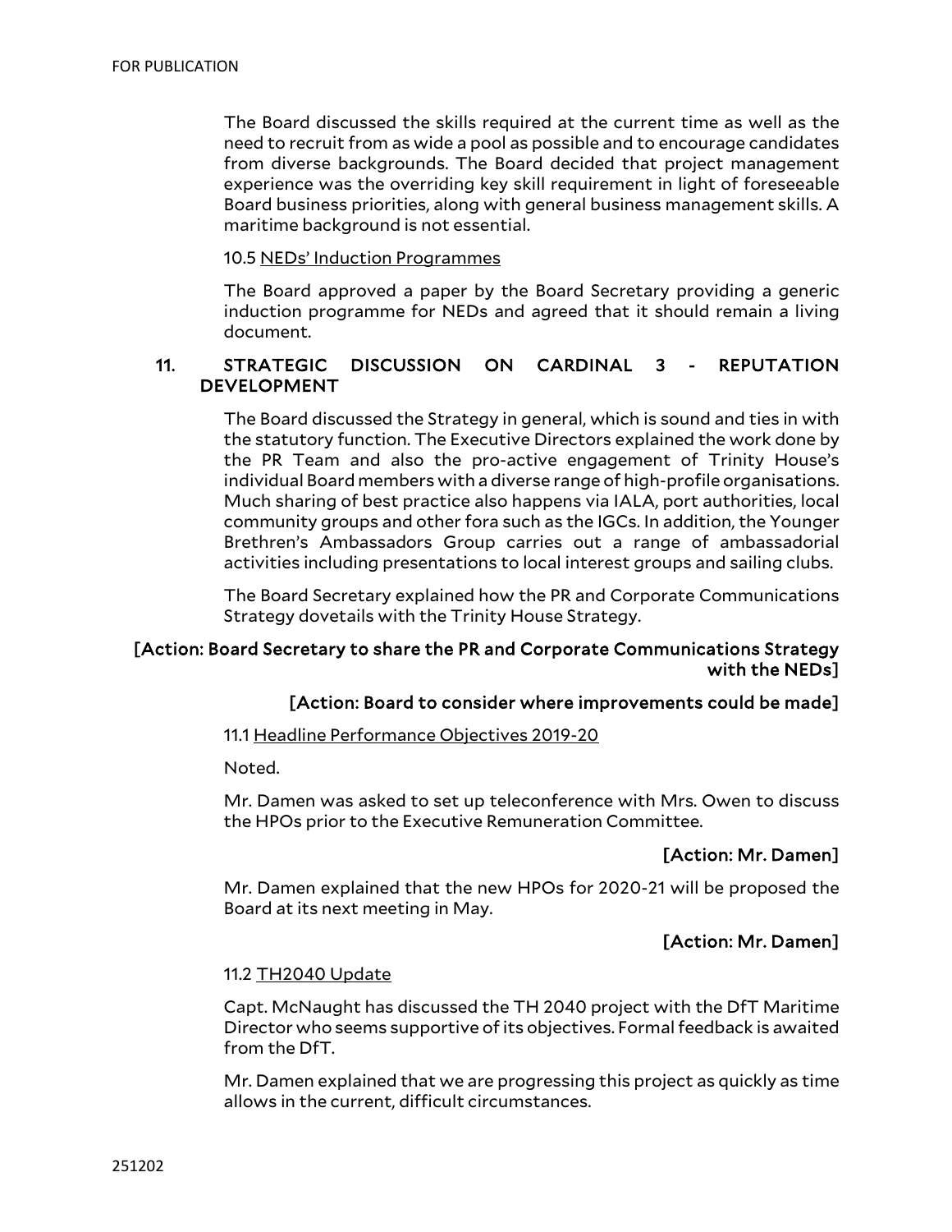The Board discussed the skills required at the current time as well as the need to recruit from as wide a pool as possible and to encourage candidates from diverse backgrounds. The Board decided that project management experience was the overriding key skill requirement in light of foreseeable Board business priorities, along with general business management skills. A maritime background is not essential.

10.5 NEDs' Induction Programmes

The Board approved a paper by the Board Secretary providing a generic induction programme for NEDs and agreed that it should remain a living document.

## 11. STRATEGIC DISCUSSION ON CARDINAL 3 - REPUTATION DEVELOPMENT

The Board discussed the Strategy in general, which is sound and ties in with the statutory function. The Executive Directors explained the work done by the PR Team and also the pro-active engagement of Trinity House's individual Board members with a diverse range of high-profile organisations. Much sharing of best practice also happens via IALA, port authorities, local community groups and other fora such as the IGCs. In addition, the Younger Brethren's Ambassadors Group carries out a range of ambassadorial activities including presentations to local interest groups and sailing clubs.

The Board Secretary explained how the PR and Corporate Communications Strategy dovetails with the Trinity House Strategy.

**[Action: Board Secretary to share the PR and Corporate Communications Strategy with the NEDs]**

**[Action: Board to consider where improvements could be made]**

11.1 Headline Performance Objectives 2019-20

Noted.

Mr. Damen was asked to set up teleconference with Mrs. Owen to discuss the HPOs prior to the Executive Remuneration Committee.

**[Action: Mr. Damen]**

Mr. Damen explained that the new HPOs for 2020-21 will be proposed the Board at its next meeting in May.

**[Action: Mr. Damen]**

11.2 TH2040 Update

Capt. McNaught has discussed the TH 2040 project with the DfT Maritime Director who seems supportive of its objectives. Formal feedback is awaited from the DfT.

Mr. Damen explained that we are progressing this project as quickly as time allows in the current, difficult circumstances.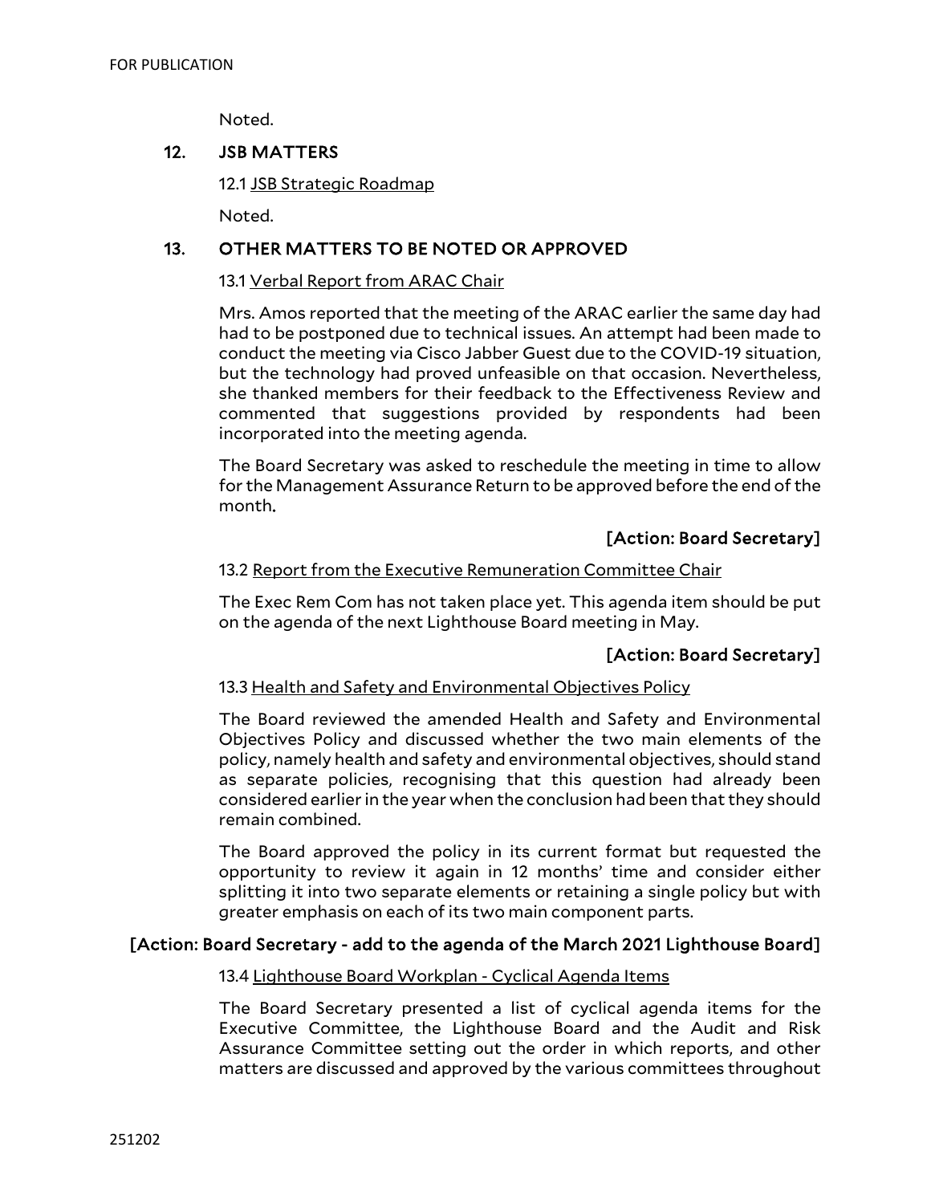Noted.

## 12. JSB MATTERS

12.1 JSB Strategic Roadmap

Noted.

## 13. OTHER MATTERS TO BE NOTED OR APPROVED

13.1 Verbal Report from ARAC Chair

Mrs. Amos reported that the meeting of the ARAC earlier the same day had had to be postponed due to technical issues. An attempt had been made to conduct the meeting via Cisco Jabber Guest due to the COVID-19 situation, but the technology had proved unfeasible on that occasion. Nevertheless, she thanked members for their feedback to the Effectiveness Review and commented that suggestions provided by respondents had been incorporated into the meeting agenda.

The Board Secretary was asked to reschedule the meeting in time to allow for the Management Assurance Return to be approved before the end of the month.

**[Action: Board Secretary]**

13.2 Report from the Executive Remuneration Committee Chair

The Exec Rem Com has not taken place yet. This agenda item should be put on the agenda of the next Lighthouse Board meeting in May.

**[Action: Board Secretary]**

13.3 Health and Safety and Environmental Objectives Policy

The Board reviewed the amended Health and Safety and Environmental Objectives Policy and discussed whether the two main elements of the policy, namely health and safety and environmental objectives, should stand as separate policies, recognising that this question had already been considered earlier in the year when the conclusion had been that they should remain combined.

The Board approved the policy in its current format but requested the opportunity to review it again in 12 months' time and consider either splitting it into two separate elements or retaining a single policy but with greater emphasis on each of its two main component parts.

**[Action: Board Secretary - add to the agenda of the March 2021 Lighthouse Board]**

13.4 Lighthouse Board Workplan - Cyclical Agenda Items

The Board Secretary presented a list of cyclical agenda items for the Executive Committee, the Lighthouse Board and the Audit and Risk Assurance Committee setting out the order in which reports, and other matters are discussed and approved by the various committees throughout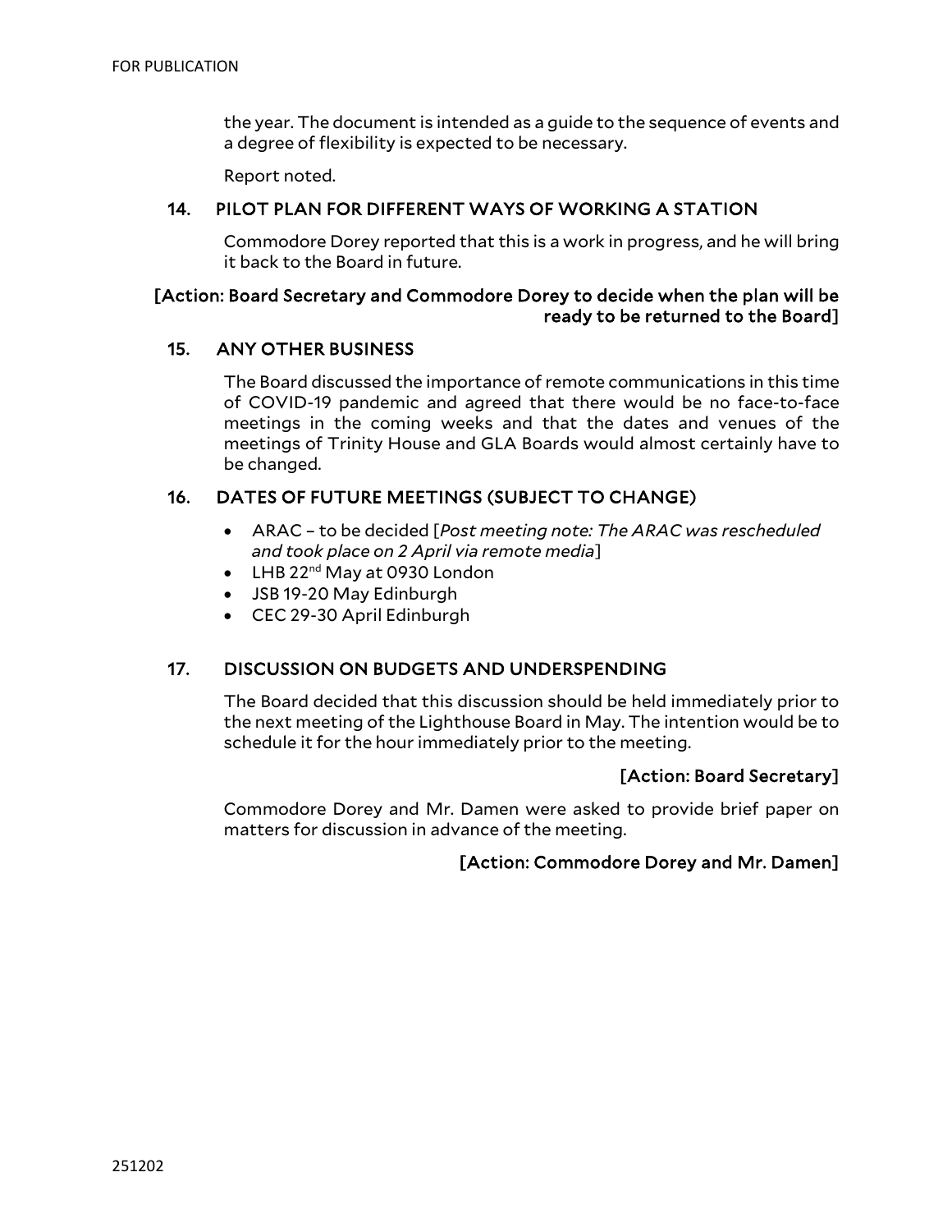the year. The document is intended as a guide to the sequence of events and a degree of flexibility is expected to be necessary.

Report noted.

## 14. PILOT PLAN FOR DIFFERENT WAYS OF WORKING A STATION

Commodore Dorey reported that this is a work in progress, and he will bring it back to the Board in future.

**[Action: Board Secretary and Commodore Dorey to decide when the plan will be ready to be returned to the Board]**

## 15. ANY OTHER BUSINESS

The Board discussed the importance of remote communications in this time of COVID-19 pandemic and agreed that there would be no face-to-face meetings in the coming weeks and that the dates and venues of the meetings of Trinity House and GLA Boards would almost certainly have to be changed.

## 16. DATES OF FUTURE MEETINGS (SUBJECT TO CHANGE)

- ARAC – to be decided [*Post meeting note: The ARAC was rescheduled and took place on 2 April via remote media*]
- LHB 22nd May at 0930 London
- JSB 19-20 May Edinburgh
- CEC 29-30 April Edinburgh

## 17. DISCUSSION ON BUDGETS AND UNDERSPENDING

The Board decided that this discussion should be held immediately prior to the next meeting of the Lighthouse Board in May. The intention would be to schedule it for the hour immediately prior to the meeting.

**[Action: Board Secretary]**

Commodore Dorey and Mr. Damen were asked to provide brief paper on matters for discussion in advance of the meeting.

**[Action: Commodore Dorey and Mr. Damen]**